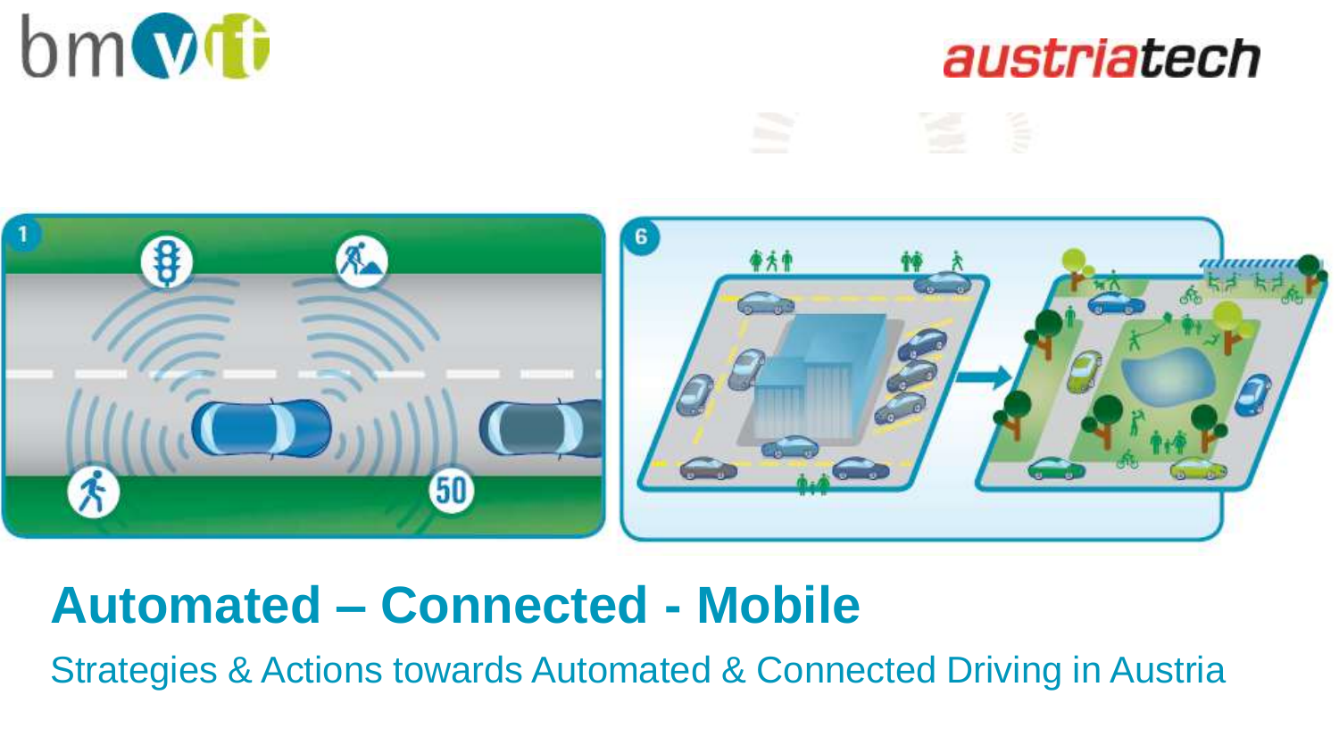# Automated – Connected - Mobile

Strategies & Actions towards Automated & Connected Driving in Austria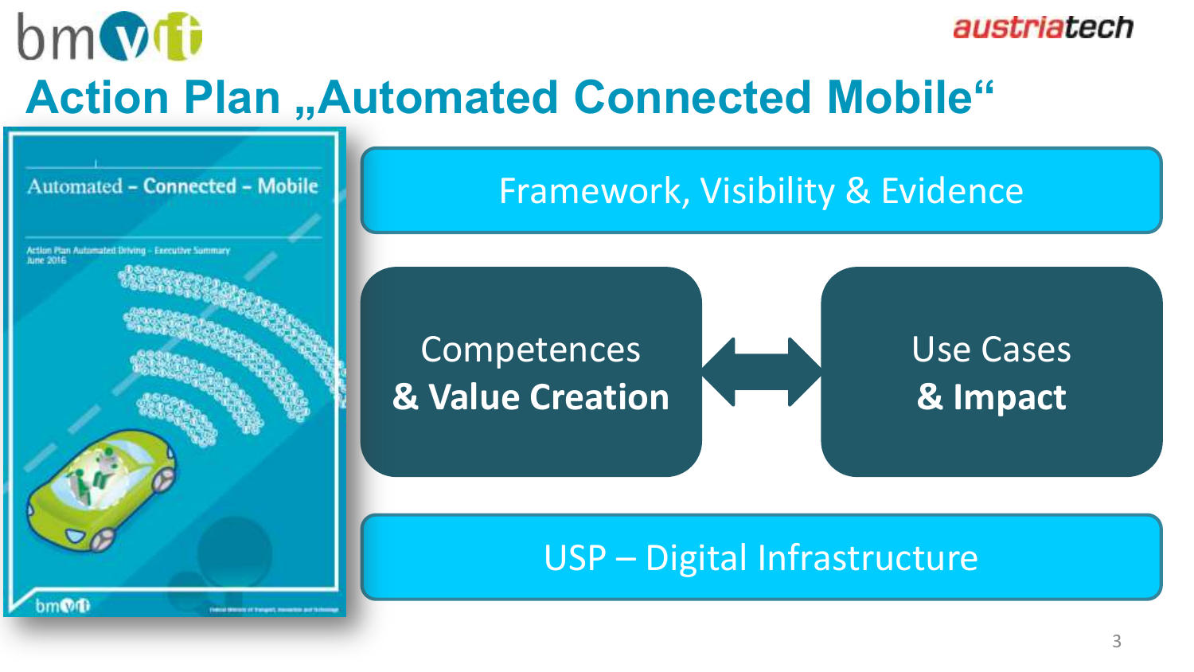# Action Plan „Automated Connected Mobile“

Automated – Connected – Mobile

Action Plan Automated Driving – Executive Summary
June 2016

Framework, Visibility & Evidence

Competences
**& Value Creation**

Use Cases
**& Impact**

USP – Digital Infrastructure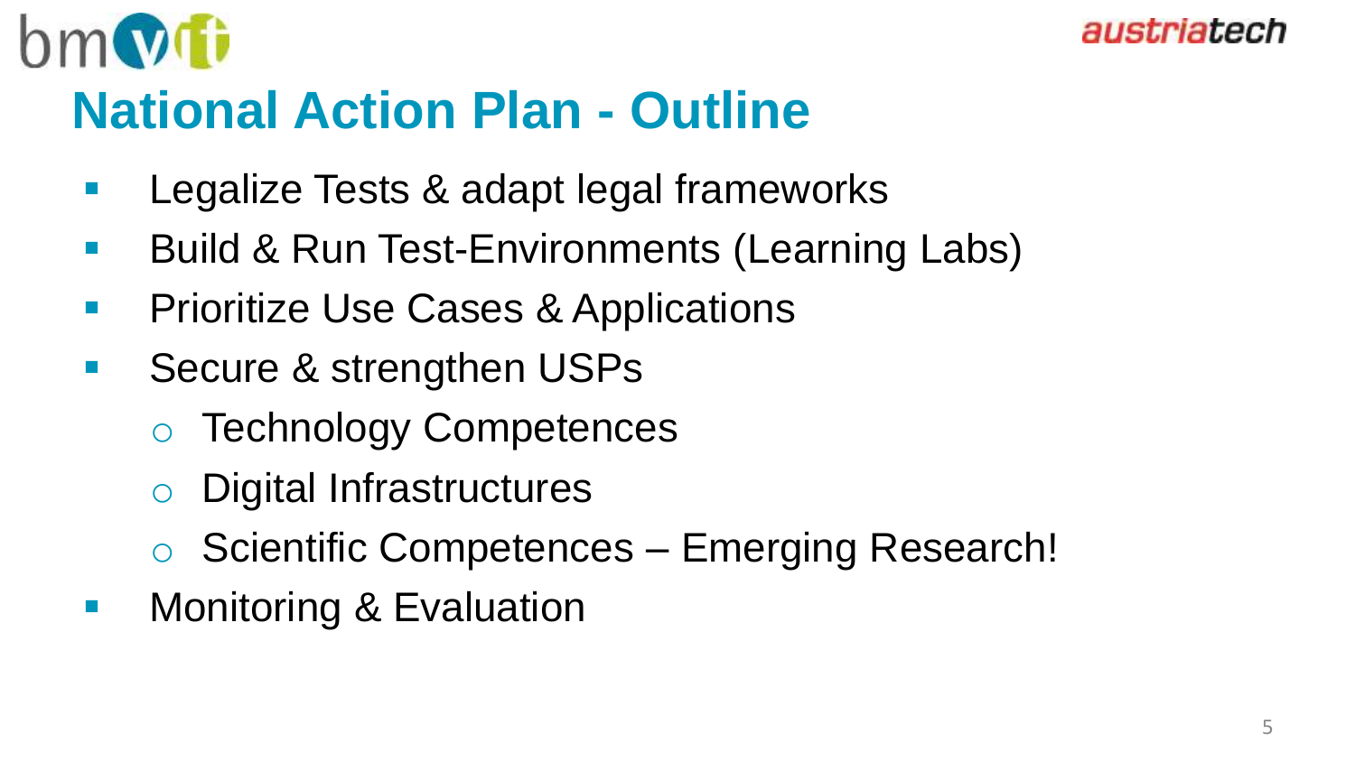# National Action Plan - Outline

- Legalize Tests & adapt legal frameworks
- Build & Run Test-Environments (Learning Labs)
- Prioritize Use Cases & Applications
- Secure & strengthen USPs
  - Technology Competences
  - Digital Infrastructures
  - Scientific Competences – Emerging Research!
- Monitoring & Evaluation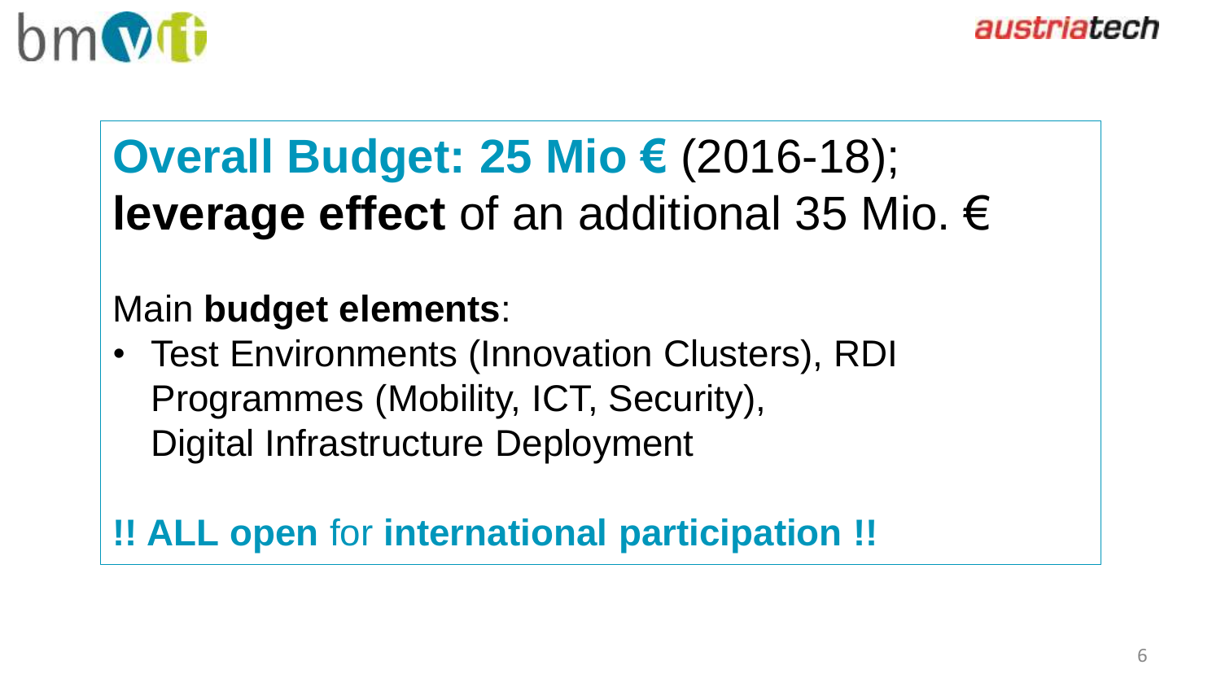**Overall Budget: 25 Mio €** (2016-18);
**leverage effect** of an additional 35 Mio. €

Main **budget elements**:

- Test Environments (Innovation Clusters), RDI Programmes (Mobility, ICT, Security), Digital Infrastructure Deployment

**!! ALL open** for **international participation !!**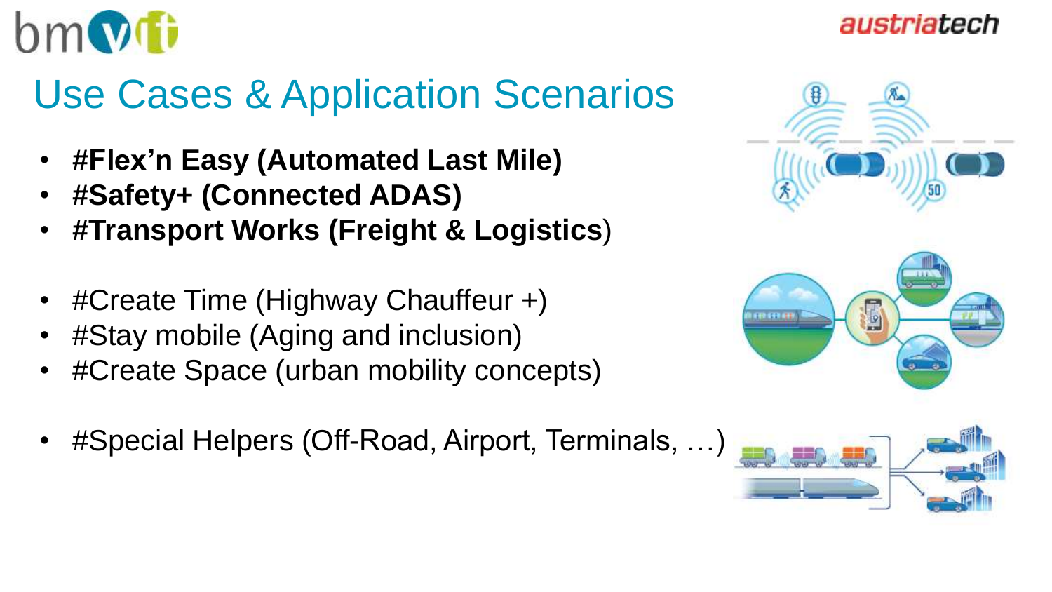# Use Cases & Application Scenarios

- **#Flex'n Easy (Automated Last Mile)**
- **#Safety+ (Connected ADAS)**
- **#Transport Works (Freight & Logistics**)

- #Create Time (Highway Chauffeur +)
- #Stay mobile (Aging and inclusion)
- #Create Space (urban mobility concepts)

- #Special Helpers (Off-Road, Airport, Terminals, …)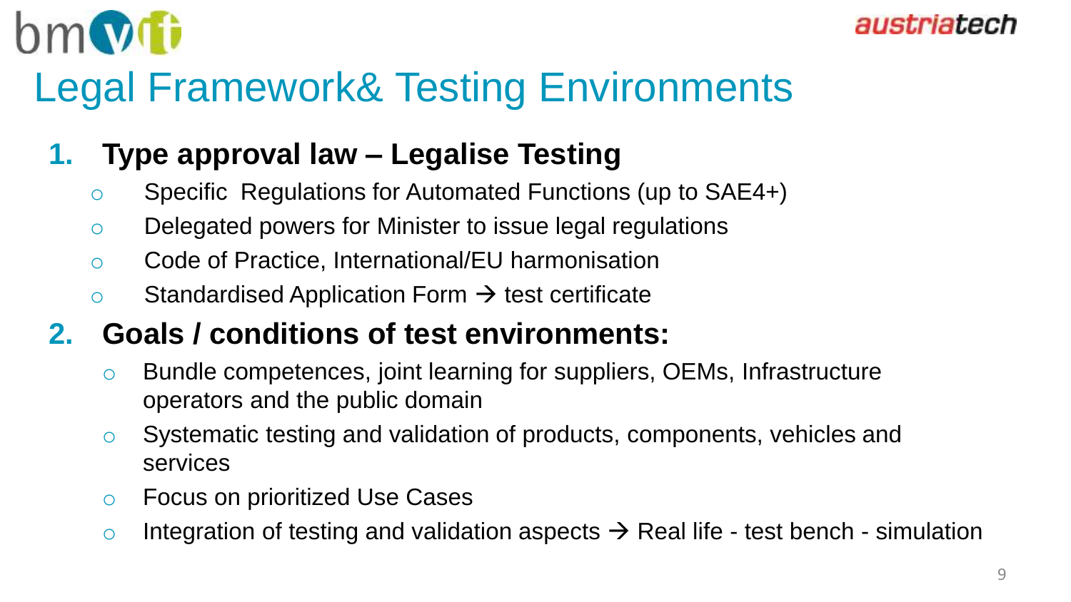# Legal Framework& Testing Environments

1. **Type approval law – Legalise Testing**
   - Specific Regulations for Automated Functions (up to SAE4+)
   - Delegated powers for Minister to issue legal regulations
   - Code of Practice, International/EU harmonisation
   - Standardised Application Form → test certificate
2. **Goals / conditions of test environments:**
   - Bundle competences, joint learning for suppliers, OEMs, Infrastructure operators and the public domain
   - Systematic testing and validation of products, components, vehicles and services
   - Focus on prioritized Use Cases
   - Integration of testing and validation aspects → Real life - test bench - simulation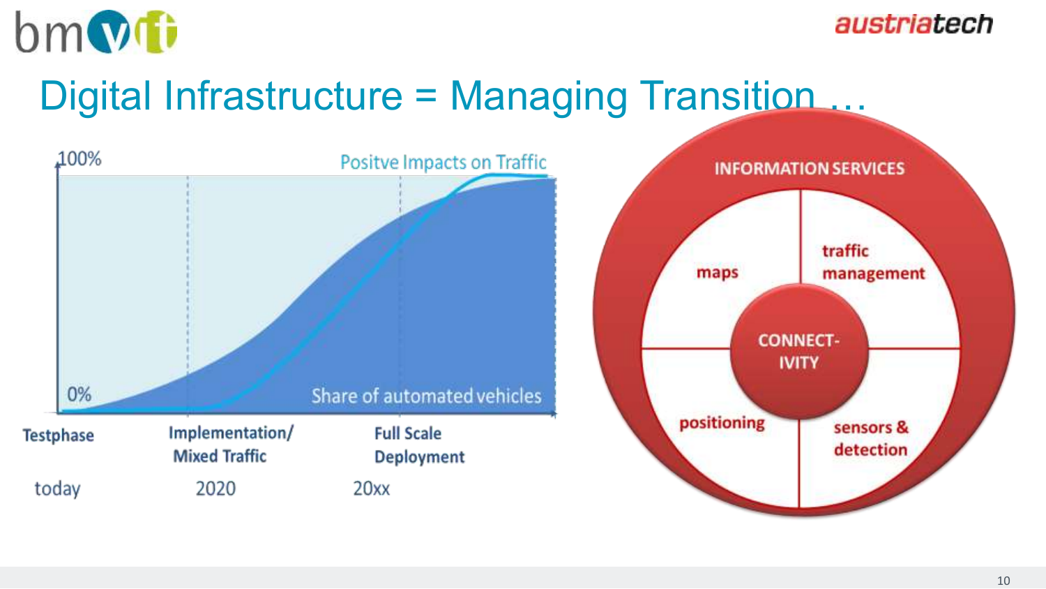# Digital Infrastructure = Managing Transition …

100%

Positve Impacts on Traffic

0%

Share of automated vehicles

| Testphase | Implementation/ Mixed Traffic | Full Scale Deployment |
|---|---|---|
| today | 2020 | 20xx |

INFORMATION SERVICES

- maps
- traffic management
- positioning
- sensors & detection

CONNECT-IVITY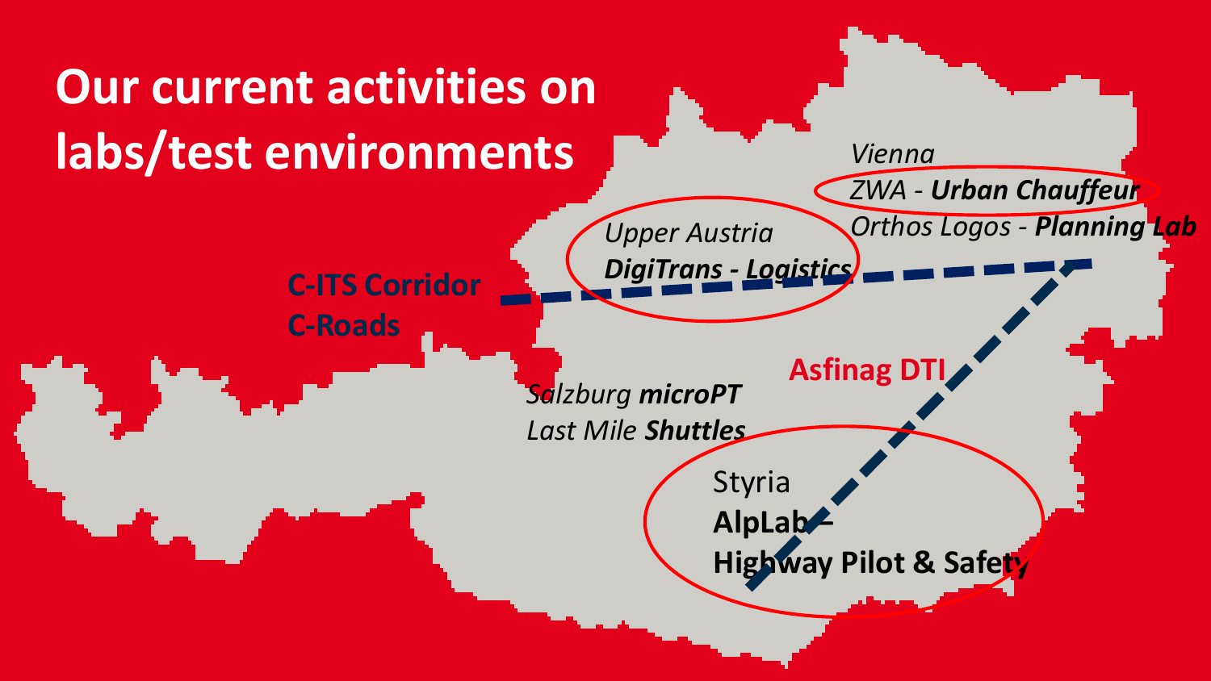# Our current activities on labs/test environments

**C-ITS Corridor**
**C-Roads**

*Upper Austria*
***DigiTrans - Logistics***

*Vienna*
*ZWA - **Urban Chauffeur***
*Orthos Logos - **Planning Lab***

**Asfinag DTI**

*Salzburg **microPT***
*Last Mile **Shuttles***

Styria
**AlpLab –**
**Highway Pilot & Safety**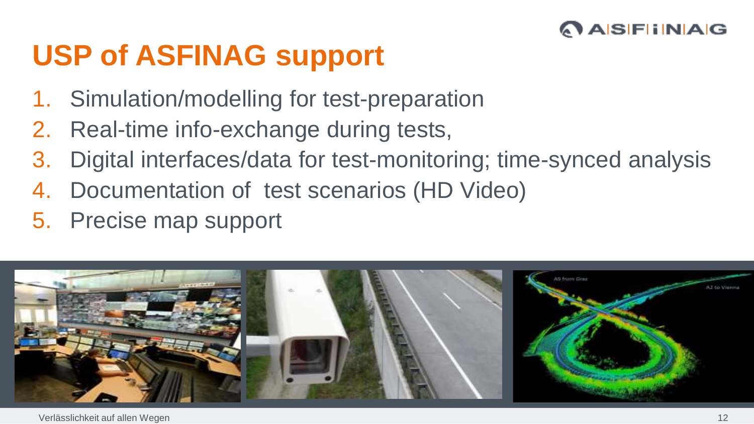# USP of ASFINAG support

1. Simulation/modelling for test-preparation
2. Real-time info-exchange during tests,
3. Digital interfaces/data for test-monitoring; time-synced analysis
4. Documentation of  test scenarios (HD Video)
5. Precise map support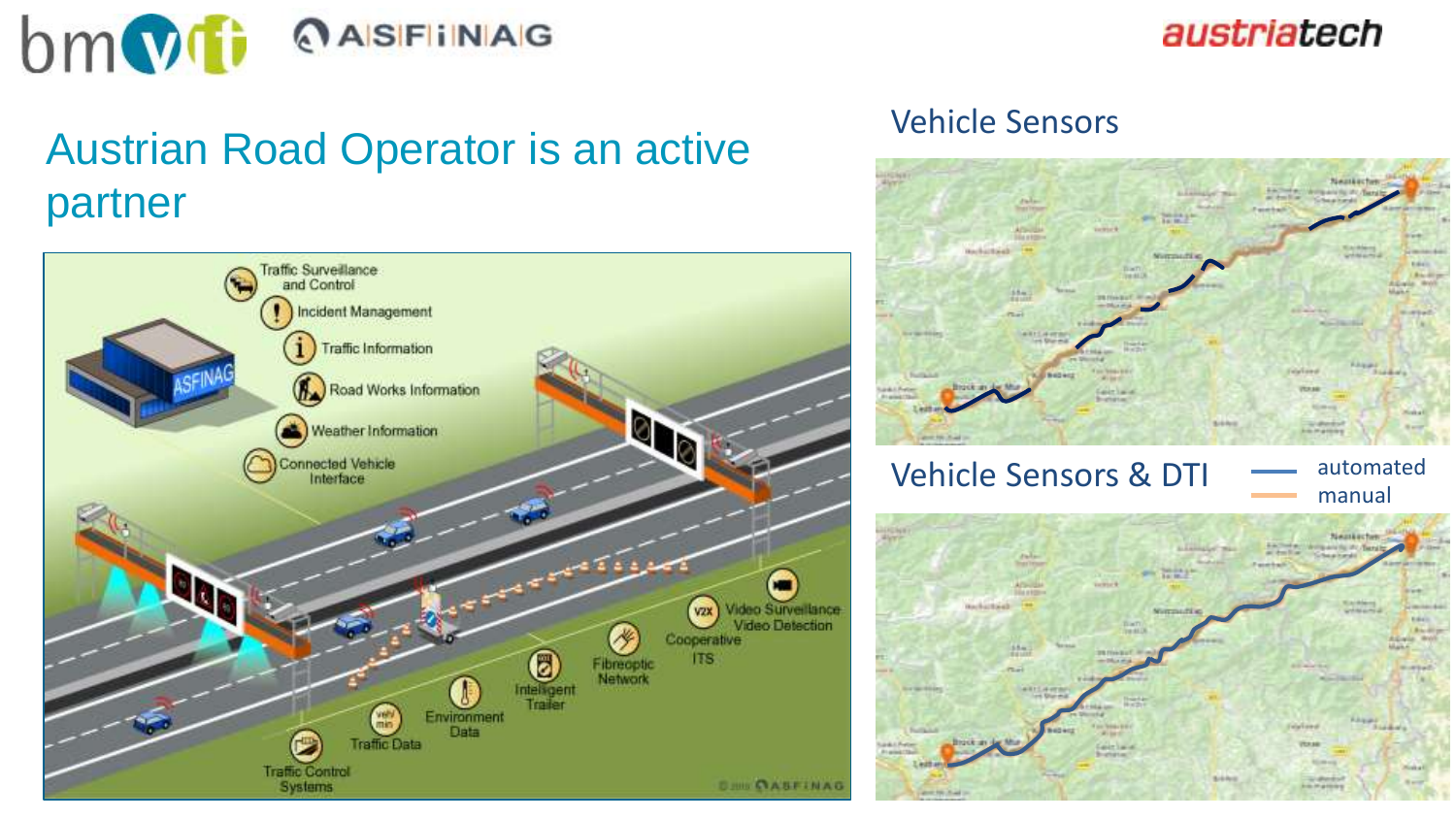# Austrian Road Operator is an active partner

- Traffic Surveillance and Control
- Incident Management
- Traffic Information
- Road Works Information
- Weather Information
- Connected Vehicle Interface
- Video Surveillance Video Detection
- Cooperative ITS
- Fibreoptic Network
- Intelligent Trailer
- Environment Data
- Traffic Data
- Traffic Control Systems

## Vehicle Sensors

## Vehicle Sensors & DTI

- automated
- manual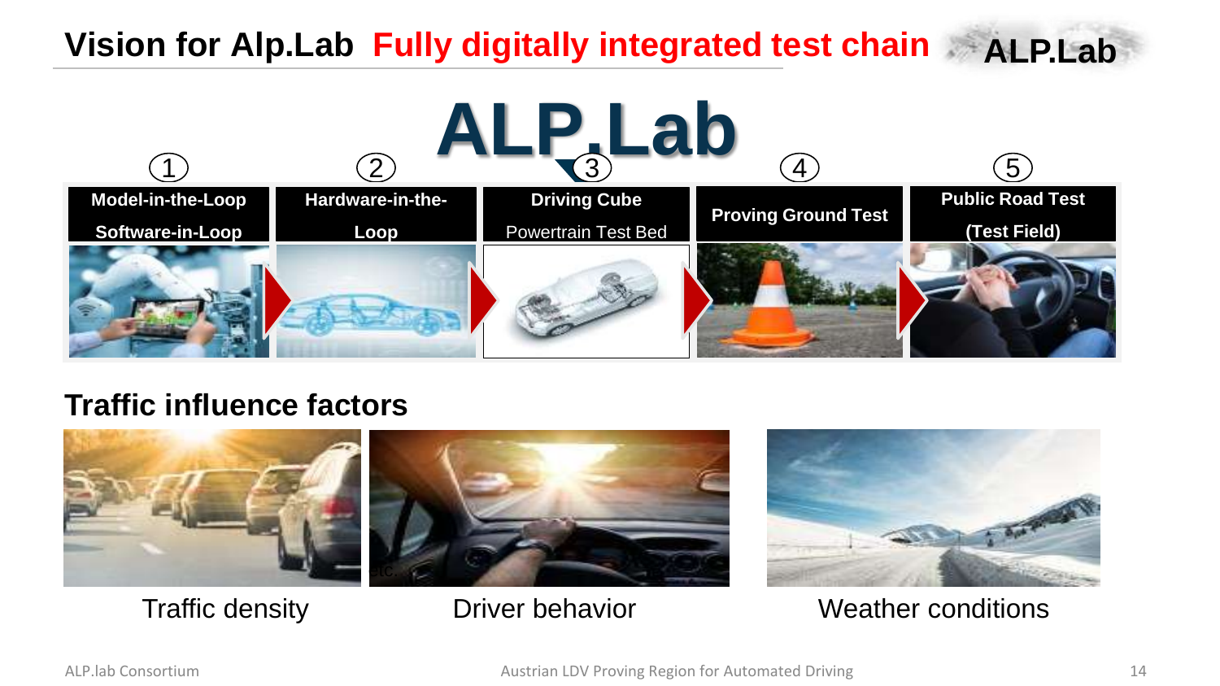# Vision for Alp.Lab Fully digitally integrated test chain

ALP.Lab

| 1 | 2 | 3 | 4 | 5 |
| --- | --- | --- | --- | --- |
| **Model-in-the-Loop Software-in-Loop** | **Hardware-in-the-Loop** | **Driving Cube** Powertrain Test Bed | **Proving Ground Test** | **Public Road Test (Test Field)** |

## Traffic influence factors

Traffic density

Driver behavior

Weather conditions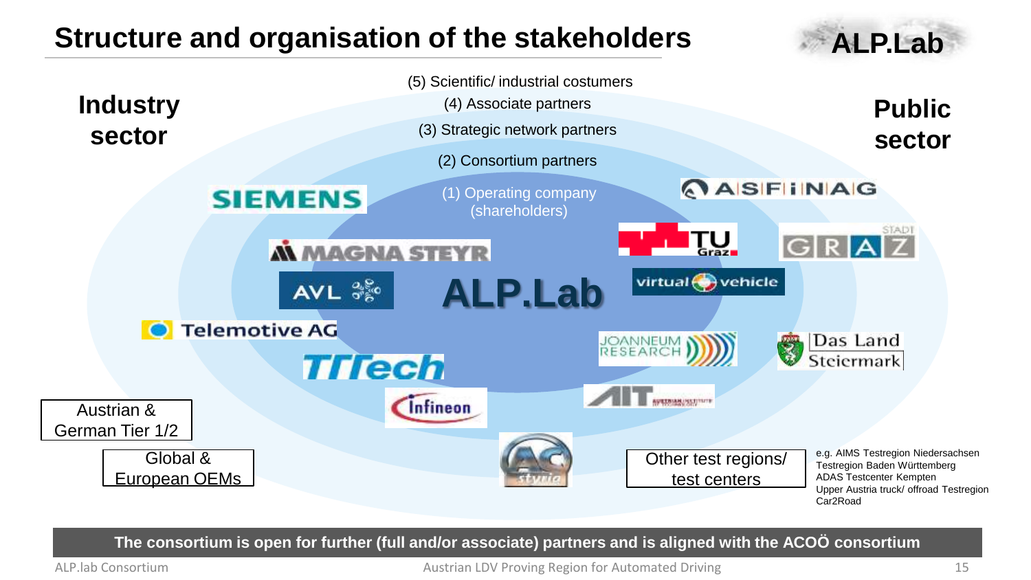# Structure and organisation of the stakeholders

ALP.Lab

**Industry sector**

**Public sector**

(5) Scientific/ industrial costumers

(4) Associate partners

(3) Strategic network partners

(2) Consortium partners

(1) Operating company (shareholders)

**ALP.Lab**

SIEMENS

MAGNA STEYR

AVL

Telemotive AG

TTTech

Infineon

AC styria

ASFINAG

TU Graz

STADT GRAZ

virtual vehicle

JOANNEUM RESEARCH

Das Land Steiermark

AIT

Austrian & German Tier 1/2

Global & European OEMs

Other test regions/ test centers

e.g. AIMS Testregion Niedersachsen
Testregion Baden Württemberg
ADAS Testcenter Kempten
Upper Austria truck/ offroad Testregion
Car2Road

**The consortium is open for further (full and/or associate) partners and is aligned with the ACOÖ consortium**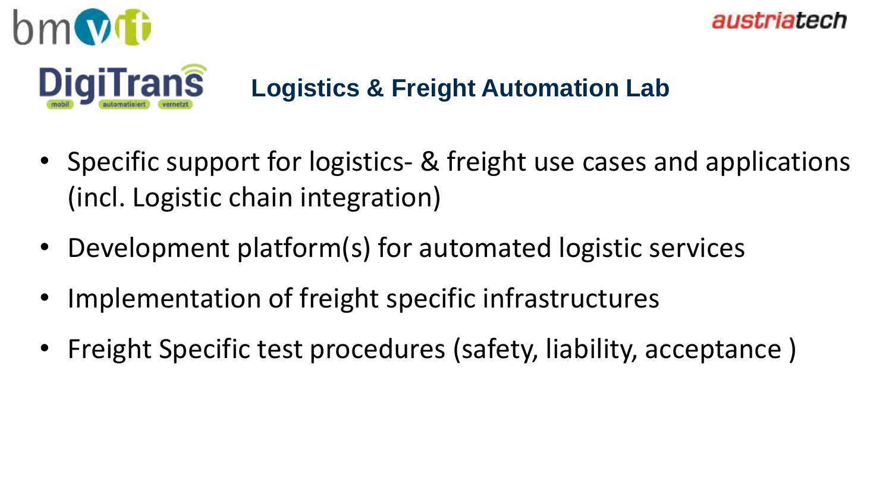## Logistics & Freight Automation Lab

- Specific support for logistics- & freight use cases and applications (incl. Logistic chain integration)
- Development platform(s) for automated logistic services
- Implementation of freight specific infrastructures
- Freight Specific test procedures (safety, liability, acceptance )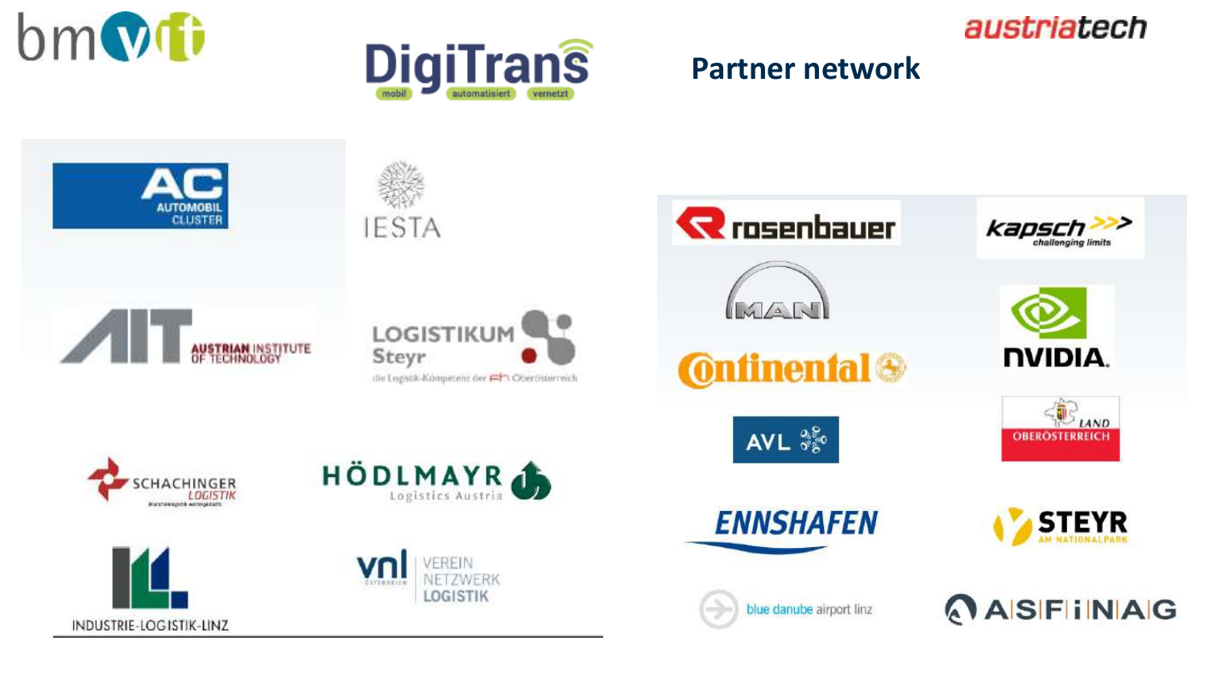# Partner network

- bmvit
- DigiTrans (mobil, automatisiert, vernetzt)
- austriatech
- AC Automobil Cluster
- IESTA
- AIT Austrian Institute of Technology
- Logistikum Steyr – die Logistik-Kompetenz der FH Oberösterreich
- Schachinger Logistik
- Hödlmayr Logistics Austria
- Industrie-Logistik-Linz
- vnl Verein Netzwerk Logistik Österreich
- rosenbauer
- kapsch >>> challenging limits
- MAN
- NVIDIA
- Continental
- AVL
- Land Oberösterreich
- Ennshafen
- Steyr am Nationalpark
- blue danube airport linz
- ASFINAG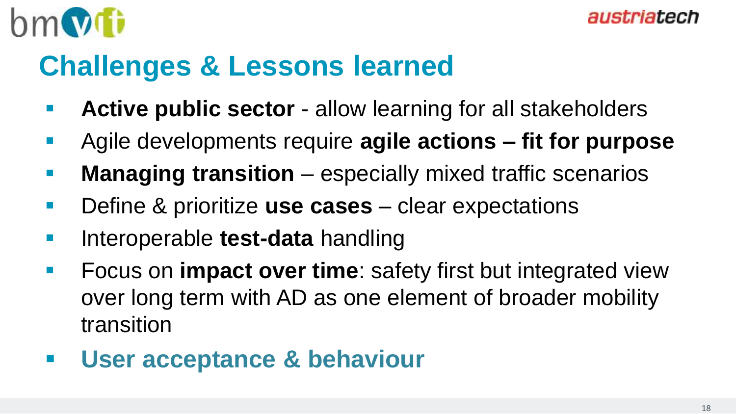# Challenges & Lessons learned

- **Active public sector** - allow learning for all stakeholders
- Agile developments require **agile actions – fit for purpose**
- **Managing transition** – especially mixed traffic scenarios
- Define & prioritize **use cases** – clear expectations
- Interoperable **test-data** handling
- Focus on **impact over time**: safety first but integrated view over long term with AD as one element of broader mobility transition
- **User acceptance & behaviour**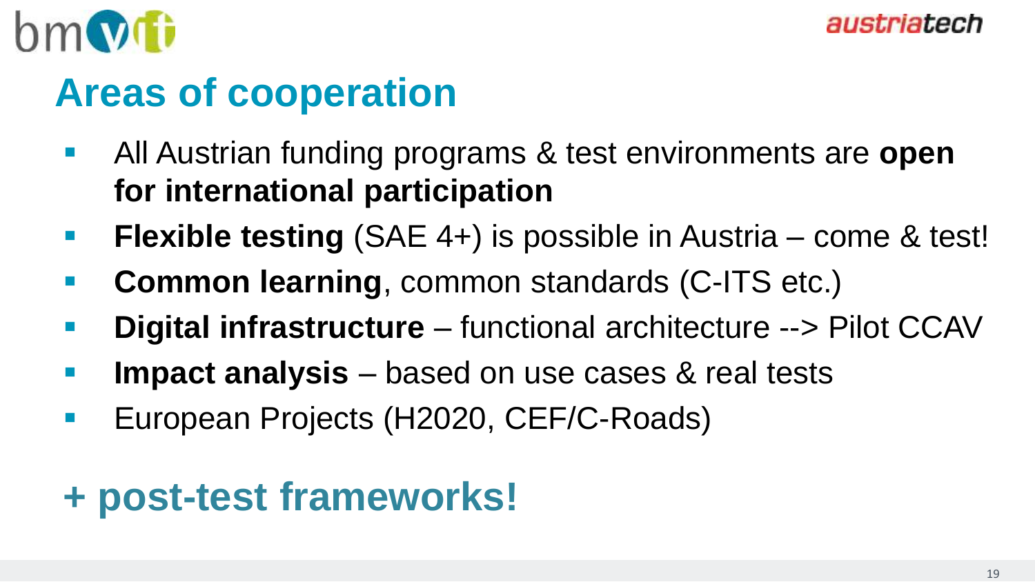# Areas of cooperation

- All Austrian funding programs & test environments are **open for international participation**
- **Flexible testing** (SAE 4+) is possible in Austria – come & test!
- **Common learning**, common standards (C-ITS etc.)
- **Digital infrastructure** – functional architecture --> Pilot CCAV
- **Impact analysis** – based on use cases & real tests
- European Projects (H2020, CEF/C-Roads)

## + post-test frameworks!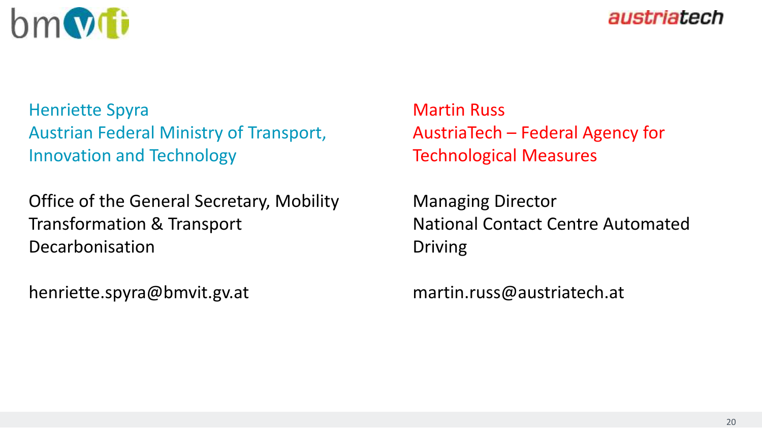Henriette Spyra
Austrian Federal Ministry of Transport, Innovation and Technology

Office of the General Secretary, Mobility Transformation & Transport Decarbonisation

henriette.spyra@bmvit.gv.at

Martin Russ
AustriaTech – Federal Agency for Technological Measures

Managing Director
National Contact Centre Automated Driving

martin.russ@austriatech.at